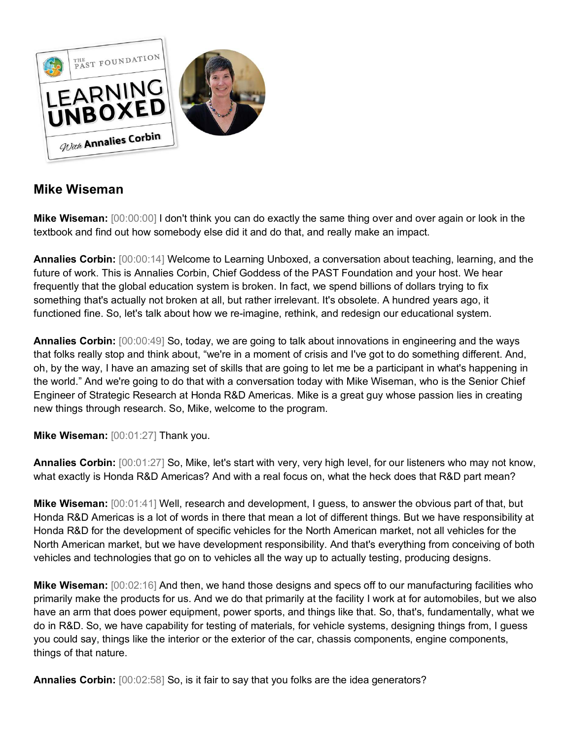## Mike Wiseman

**Mike Wiseman:** [00:00:00] I don't think you can do exactly the same thing over and over again or look in the textbook and find out how somebody else did it and do that, and really make an impact.

**Annalies Corbin:** [00:00:14] Welcome to Learning Unboxed, a conversation about teaching, learning, and the future of work. This is Annalies Corbin, Chief Goddess of the PAST Foundation and your host. We hear frequently that the global education system is broken. In fact, we spend billions of dollars trying to fix something that's actually not broken at all, but rather irrelevant. It's obsolete. A hundred years ago, it functioned fine. So, let's talk about how we re-imagine, rethink, and redesign our educational system.

**Annalies Corbin:** [00:00:49] So, today, we are going to talk about innovations in engineering and the ways that folks really stop and think about, "we're in a moment of crisis and I've got to do something different. And, oh, by the way, I have an amazing set of skills that are going to let me be a participant in what's happening in the world." And we're going to do that with a conversation today with Mike Wiseman, who is the Senior Chief Engineer of Strategic Research at Honda R&D Americas. Mike is a great guy whose passion lies in creating new things through research. So, Mike, welcome to the program.

**Mike Wiseman:** [00:01:27] Thank you.

**Annalies Corbin:** [00:01:27] So, Mike, let's start with very, very high level, for our listeners who may not know, what exactly is Honda R&D Americas? And with a real focus on, what the heck does that R&D part mean?

**Mike Wiseman:** [00:01:41] Well, research and development, I guess, to answer the obvious part of that, but Honda R&D Americas is a lot of words in there that mean a lot of different things. But we have responsibility at Honda R&D for the development of specific vehicles for the North American market, not all vehicles for the North American market, but we have development responsibility. And that's everything from conceiving of both vehicles and technologies that go on to vehicles all the way up to actually testing, producing designs.

**Mike Wiseman:** [00:02:16] And then, we hand those designs and specs off to our manufacturing facilities who primarily make the products for us. And we do that primarily at the facility I work at for automobiles, but we also have an arm that does power equipment, power sports, and things like that. So, that's, fundamentally, what we do in R&D. So, we have capability for testing of materials, for vehicle systems, designing things from, I guess you could say, things like the interior or the exterior of the car, chassis components, engine components, things of that nature.

**Annalies Corbin:** [00:02:58] So, is it fair to say that you folks are the idea generators?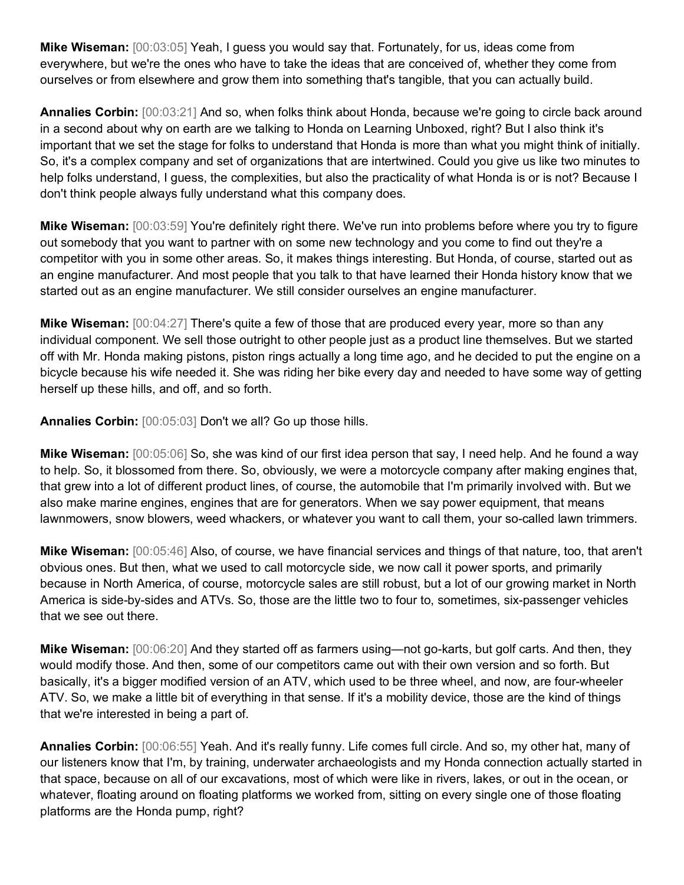**Mike Wiseman:** [00:03:05] Yeah, I guess you would say that. Fortunately, for us, ideas come from everywhere, but we're the ones who have to take the ideas that are conceived of, whether they come from ourselves or from elsewhere and grow them into something that's tangible, that you can actually build.

**Annalies Corbin:** [00:03:21] And so, when folks think about Honda, because we're going to circle back around in a second about why on earth are we talking to Honda on Learning Unboxed, right? But I also think it's important that we set the stage for folks to understand that Honda is more than what you might think of initially. So, it's a complex company and set of organizations that are intertwined. Could you give us like two minutes to help folks understand, I guess, the complexities, but also the practicality of what Honda is or is not? Because I don't think people always fully understand what this company does.

**Mike Wiseman:** [00:03:59] You're definitely right there. We've run into problems before where you try to figure out somebody that you want to partner with on some new technology and you come to find out they're a competitor with you in some other areas. So, it makes things interesting. But Honda, of course, started out as an engine manufacturer. And most people that you talk to that have learned their Honda history know that we started out as an engine manufacturer. We still consider ourselves an engine manufacturer.

**Mike Wiseman:** [00:04:27] There's quite a few of those that are produced every year, more so than any individual component. We sell those outright to other people just as a product line themselves. But we started off with Mr. Honda making pistons, piston rings actually a long time ago, and he decided to put the engine on a bicycle because his wife needed it. She was riding her bike every day and needed to have some way of getting herself up these hills, and off, and so forth.

**Annalies Corbin:** [00:05:03] Don't we all? Go up those hills.

**Mike Wiseman:** [00:05:06] So, she was kind of our first idea person that say, I need help. And he found a way to help. So, it blossomed from there. So, obviously, we were a motorcycle company after making engines that, that grew into a lot of different product lines, of course, the automobile that I'm primarily involved with. But we also make marine engines, engines that are for generators. When we say power equipment, that means lawnmowers, snow blowers, weed whackers, or whatever you want to call them, your so-called lawn trimmers.

**Mike Wiseman:** [00:05:46] Also, of course, we have financial services and things of that nature, too, that aren't obvious ones. But then, what we used to call motorcycle side, we now call it power sports, and primarily because in North America, of course, motorcycle sales are still robust, but a lot of our growing market in North America is side-by-sides and ATVs. So, those are the little two to four to, sometimes, six-passenger vehicles that we see out there.

**Mike Wiseman:** [00:06:20] And they started off as farmers using—not go-karts, but golf carts. And then, they would modify those. And then, some of our competitors came out with their own version and so forth. But basically, it's a bigger modified version of an ATV, which used to be three wheel, and now, are four-wheeler ATV. So, we make a little bit of everything in that sense. If it's a mobility device, those are the kind of things that we're interested in being a part of.

**Annalies Corbin:** [00:06:55] Yeah. And it's really funny. Life comes full circle. And so, my other hat, many of our listeners know that I'm, by training, underwater archaeologists and my Honda connection actually started in that space, because on all of our excavations, most of which were like in rivers, lakes, or out in the ocean, or whatever, floating around on floating platforms we worked from, sitting on every single one of those floating platforms are the Honda pump, right?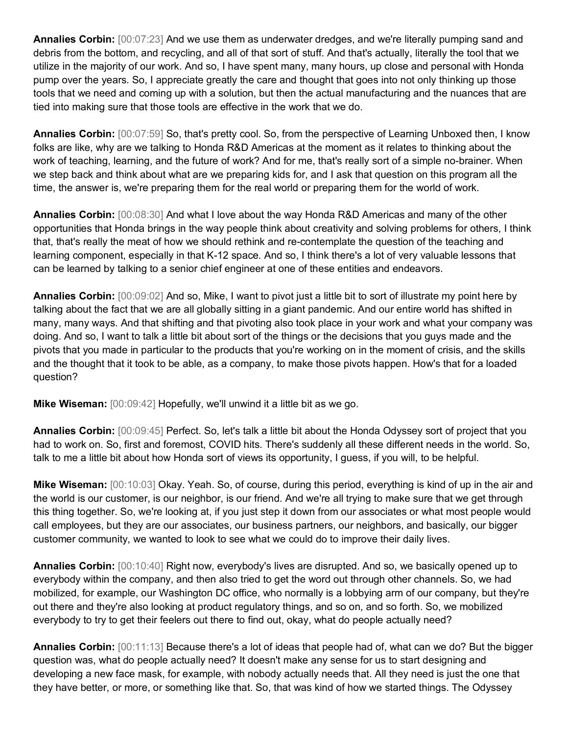**Annalies Corbin:** [00:07:23] And we use them as underwater dredges, and we're literally pumping sand and debris from the bottom, and recycling, and all of that sort of stuff. And that's actually, literally the tool that we utilize in the majority of our work. And so, I have spent many, many hours, up close and personal with Honda pump over the years. So, I appreciate greatly the care and thought that goes into not only thinking up those tools that we need and coming up with a solution, but then the actual manufacturing and the nuances that are tied into making sure that those tools are effective in the work that we do.

**Annalies Corbin:** [00:07:59] So, that's pretty cool. So, from the perspective of Learning Unboxed then, I know folks are like, why are we talking to Honda R&D Americas at the moment as it relates to thinking about the work of teaching, learning, and the future of work? And for me, that's really sort of a simple no-brainer. When we step back and think about what are we preparing kids for, and I ask that question on this program all the time, the answer is, we're preparing them for the real world or preparing them for the world of work.

**Annalies Corbin:** [00:08:30] And what I love about the way Honda R&D Americas and many of the other opportunities that Honda brings in the way people think about creativity and solving problems for others, I think that, that's really the meat of how we should rethink and re-contemplate the question of the teaching and learning component, especially in that K-12 space. And so, I think there's a lot of very valuable lessons that can be learned by talking to a senior chief engineer at one of these entities and endeavors.

**Annalies Corbin:** [00:09:02] And so, Mike, I want to pivot just a little bit to sort of illustrate my point here by talking about the fact that we are all globally sitting in a giant pandemic. And our entire world has shifted in many, many ways. And that shifting and that pivoting also took place in your work and what your company was doing. And so, I want to talk a little bit about sort of the things or the decisions that you guys made and the pivots that you made in particular to the products that you're working on in the moment of crisis, and the skills and the thought that it took to be able, as a company, to make those pivots happen. How's that for a loaded question?

**Mike Wiseman:** [00:09:42] Hopefully, we'll unwind it a little bit as we go.

**Annalies Corbin:** [00:09:45] Perfect. So, let's talk a little bit about the Honda Odyssey sort of project that you had to work on. So, first and foremost, COVID hits. There's suddenly all these different needs in the world. So, talk to me a little bit about how Honda sort of views its opportunity, I guess, if you will, to be helpful.

**Mike Wiseman:** [00:10:03] Okay. Yeah. So, of course, during this period, everything is kind of up in the air and the world is our customer, is our neighbor, is our friend. And we're all trying to make sure that we get through this thing together. So, we're looking at, if you just step it down from our associates or what most people would call employees, but they are our associates, our business partners, our neighbors, and basically, our bigger customer community, we wanted to look to see what we could do to improve their daily lives.

**Annalies Corbin:** [00:10:40] Right now, everybody's lives are disrupted. And so, we basically opened up to everybody within the company, and then also tried to get the word out through other channels. So, we had mobilized, for example, our Washington DC office, who normally is a lobbying arm of our company, but they're out there and they're also looking at product regulatory things, and so on, and so forth. So, we mobilized everybody to try to get their feelers out there to find out, okay, what do people actually need?

**Annalies Corbin:** [00:11:13] Because there's a lot of ideas that people had of, what can we do? But the bigger question was, what do people actually need? It doesn't make any sense for us to start designing and developing a new face mask, for example, with nobody actually needs that. All they need is just the one that they have better, or more, or something like that. So, that was kind of how we started things. The Odyssey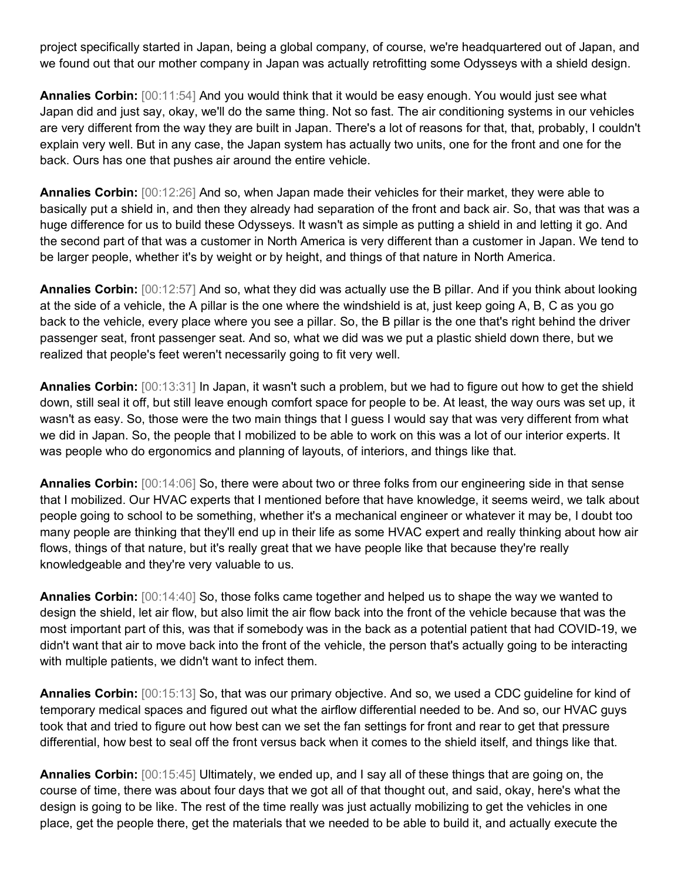project specifically started in Japan, being a global company, of course, we're headquartered out of Japan, and we found out that our mother company in Japan was actually retrofitting some Odysseys with a shield design.

**Annalies Corbin:** [00:11:54] And you would think that it would be easy enough. You would just see what Japan did and just say, okay, we'll do the same thing. Not so fast. The air conditioning systems in our vehicles are very different from the way they are built in Japan. There's a lot of reasons for that, that, probably, I couldn't explain very well. But in any case, the Japan system has actually two units, one for the front and one for the back. Ours has one that pushes air around the entire vehicle.

**Annalies Corbin:** [00:12:26] And so, when Japan made their vehicles for their market, they were able to basically put a shield in, and then they already had separation of the front and back air. So, that was that was a huge difference for us to build these Odysseys. It wasn't as simple as putting a shield in and letting it go. And the second part of that was a customer in North America is very different than a customer in Japan. We tend to be larger people, whether it's by weight or by height, and things of that nature in North America.

**Annalies Corbin:** [00:12:57] And so, what they did was actually use the B pillar. And if you think about looking at the side of a vehicle, the A pillar is the one where the windshield is at, just keep going A, B, C as you go back to the vehicle, every place where you see a pillar. So, the B pillar is the one that's right behind the driver passenger seat, front passenger seat. And so, what we did was we put a plastic shield down there, but we realized that people's feet weren't necessarily going to fit very well.

**Annalies Corbin:** [00:13:31] In Japan, it wasn't such a problem, but we had to figure out how to get the shield down, still seal it off, but still leave enough comfort space for people to be. At least, the way ours was set up, it wasn't as easy. So, those were the two main things that I guess I would say that was very different from what we did in Japan. So, the people that I mobilized to be able to work on this was a lot of our interior experts. It was people who do ergonomics and planning of layouts, of interiors, and things like that.

**Annalies Corbin:** [00:14:06] So, there were about two or three folks from our engineering side in that sense that I mobilized. Our HVAC experts that I mentioned before that have knowledge, it seems weird, we talk about people going to school to be something, whether it's a mechanical engineer or whatever it may be, I doubt too many people are thinking that they'll end up in their life as some HVAC expert and really thinking about how air flows, things of that nature, but it's really great that we have people like that because they're really knowledgeable and they're very valuable to us.

**Annalies Corbin:** [00:14:40] So, those folks came together and helped us to shape the way we wanted to design the shield, let air flow, but also limit the air flow back into the front of the vehicle because that was the most important part of this, was that if somebody was in the back as a potential patient that had COVID-19, we didn't want that air to move back into the front of the vehicle, the person that's actually going to be interacting with multiple patients, we didn't want to infect them.

**Annalies Corbin:** [00:15:13] So, that was our primary objective. And so, we used a CDC guideline for kind of temporary medical spaces and figured out what the airflow differential needed to be. And so, our HVAC guys took that and tried to figure out how best can we set the fan settings for front and rear to get that pressure differential, how best to seal off the front versus back when it comes to the shield itself, and things like that.

**Annalies Corbin:** [00:15:45] Ultimately, we ended up, and I say all of these things that are going on, the course of time, there was about four days that we got all of that thought out, and said, okay, here's what the design is going to be like. The rest of the time really was just actually mobilizing to get the vehicles in one place, get the people there, get the materials that we needed to be able to build it, and actually execute the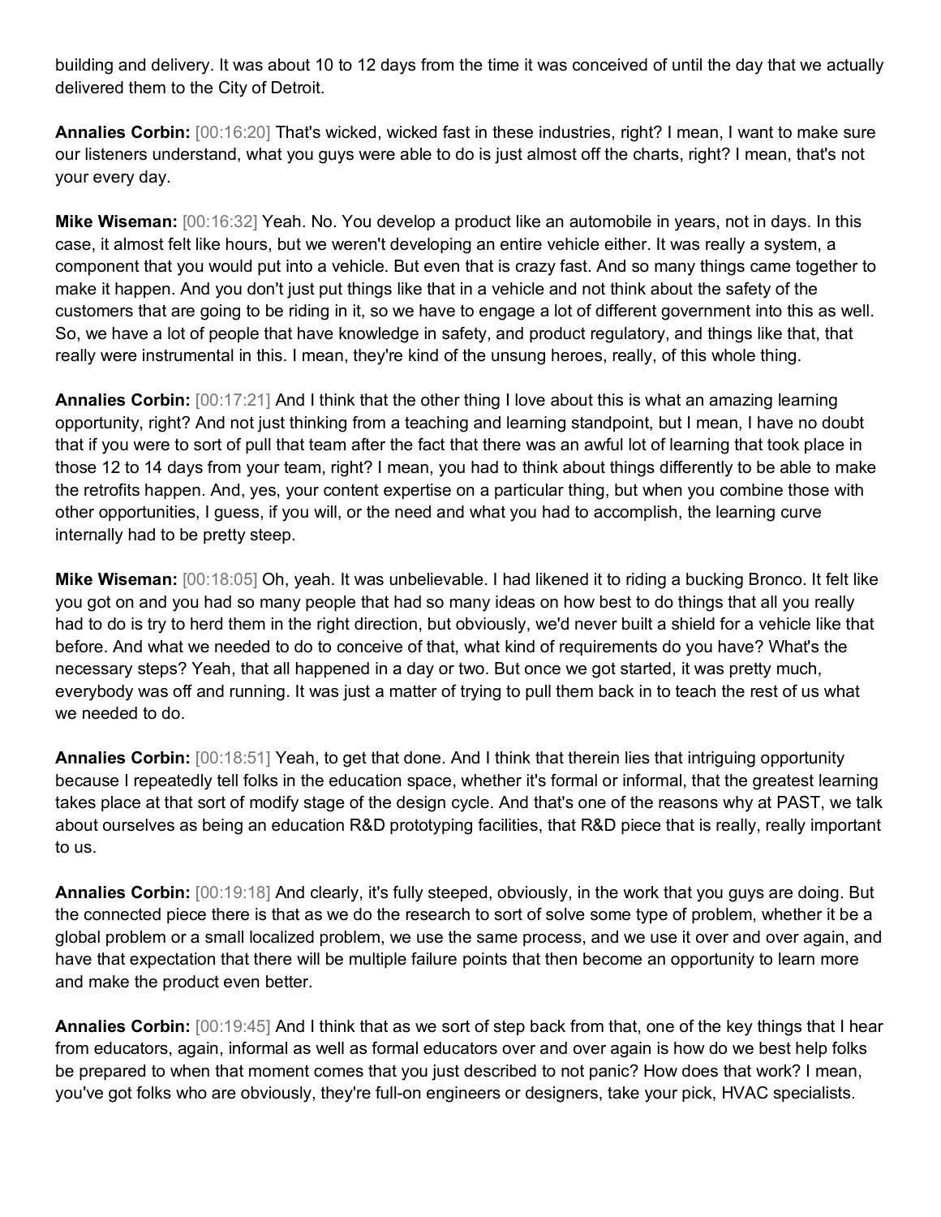building and delivery. It was about 10 to 12 days from the time it was conceived of until the day that we actually delivered them to the City of Detroit.

**Annalies Corbin:** [00:16:20] That's wicked, wicked fast in these industries, right? I mean, I want to make sure our listeners understand, what you guys were able to do is just almost off the charts, right? I mean, that's not your every day.

**Mike Wiseman:** [00:16:32] Yeah. No. You develop a product like an automobile in years, not in days. In this case, it almost felt like hours, but we weren't developing an entire vehicle either. It was really a system, a component that you would put into a vehicle. But even that is crazy fast. And so many things came together to make it happen. And you don't just put things like that in a vehicle and not think about the safety of the customers that are going to be riding in it, so we have to engage a lot of different government into this as well. So, we have a lot of people that have knowledge in safety, and product regulatory, and things like that, that really were instrumental in this. I mean, they're kind of the unsung heroes, really, of this whole thing.

**Annalies Corbin:** [00:17:21] And I think that the other thing I love about this is what an amazing learning opportunity, right? And not just thinking from a teaching and learning standpoint, but I mean, I have no doubt that if you were to sort of pull that team after the fact that there was an awful lot of learning that took place in those 12 to 14 days from your team, right? I mean, you had to think about things differently to be able to make the retrofits happen. And, yes, your content expertise on a particular thing, but when you combine those with other opportunities, I guess, if you will, or the need and what you had to accomplish, the learning curve internally had to be pretty steep.

**Mike Wiseman:** [00:18:05] Oh, yeah. It was unbelievable. I had likened it to riding a bucking Bronco. It felt like you got on and you had so many people that had so many ideas on how best to do things that all you really had to do is try to herd them in the right direction, but obviously, we'd never built a shield for a vehicle like that before. And what we needed to do to conceive of that, what kind of requirements do you have? What's the necessary steps? Yeah, that all happened in a day or two. But once we got started, it was pretty much, everybody was off and running. It was just a matter of trying to pull them back in to teach the rest of us what we needed to do.

**Annalies Corbin:** [00:18:51] Yeah, to get that done. And I think that therein lies that intriguing opportunity because I repeatedly tell folks in the education space, whether it's formal or informal, that the greatest learning takes place at that sort of modify stage of the design cycle. And that's one of the reasons why at PAST, we talk about ourselves as being an education R&D prototyping facilities, that R&D piece that is really, really important to us.

**Annalies Corbin:** [00:19:18] And clearly, it's fully steeped, obviously, in the work that you guys are doing. But the connected piece there is that as we do the research to sort of solve some type of problem, whether it be a global problem or a small localized problem, we use the same process, and we use it over and over again, and have that expectation that there will be multiple failure points that then become an opportunity to learn more and make the product even better.

**Annalies Corbin:** [00:19:45] And I think that as we sort of step back from that, one of the key things that I hear from educators, again, informal as well as formal educators over and over again is how do we best help folks be prepared to when that moment comes that you just described to not panic? How does that work? I mean, you've got folks who are obviously, they're full-on engineers or designers, take your pick, HVAC specialists.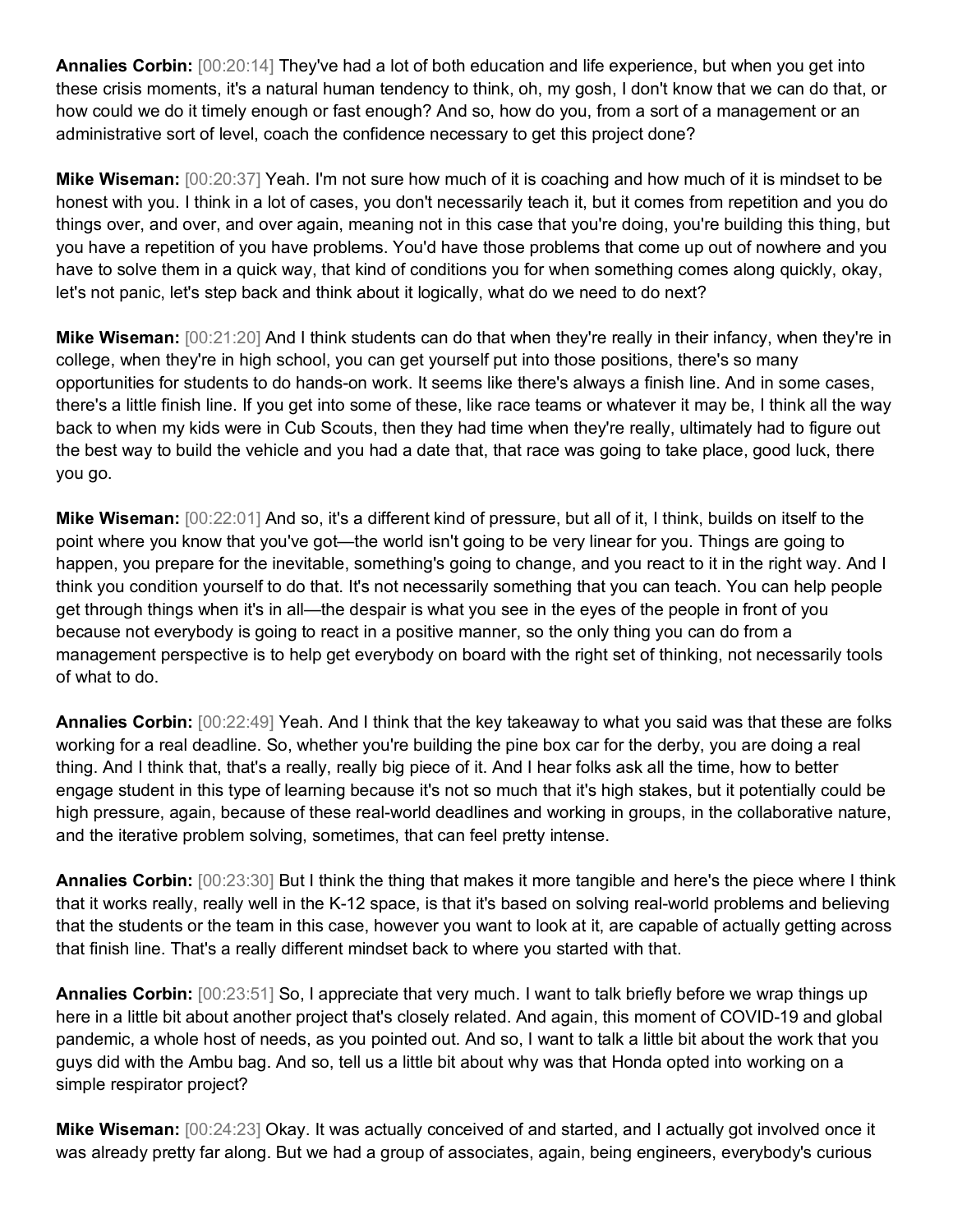**Annalies Corbin:** [00:20:14] They've had a lot of both education and life experience, but when you get into these crisis moments, it's a natural human tendency to think, oh, my gosh, I don't know that we can do that, or how could we do it timely enough or fast enough? And so, how do you, from a sort of a management or an administrative sort of level, coach the confidence necessary to get this project done?

**Mike Wiseman:** [00:20:37] Yeah. I'm not sure how much of it is coaching and how much of it is mindset to be honest with you. I think in a lot of cases, you don't necessarily teach it, but it comes from repetition and you do things over, and over, and over again, meaning not in this case that you're doing, you're building this thing, but you have a repetition of you have problems. You'd have those problems that come up out of nowhere and you have to solve them in a quick way, that kind of conditions you for when something comes along quickly, okay, let's not panic, let's step back and think about it logically, what do we need to do next?

**Mike Wiseman:** [00:21:20] And I think students can do that when they're really in their infancy, when they're in college, when they're in high school, you can get yourself put into those positions, there's so many opportunities for students to do hands-on work. It seems like there's always a finish line. And in some cases, there's a little finish line. If you get into some of these, like race teams or whatever it may be, I think all the way back to when my kids were in Cub Scouts, then they had time when they're really, ultimately had to figure out the best way to build the vehicle and you had a date that, that race was going to take place, good luck, there you go.

**Mike Wiseman:** [00:22:01] And so, it's a different kind of pressure, but all of it, I think, builds on itself to the point where you know that you've got—the world isn't going to be very linear for you. Things are going to happen, you prepare for the inevitable, something's going to change, and you react to it in the right way. And I think you condition yourself to do that. It's not necessarily something that you can teach. You can help people get through things when it's in all—the despair is what you see in the eyes of the people in front of you because not everybody is going to react in a positive manner, so the only thing you can do from a management perspective is to help get everybody on board with the right set of thinking, not necessarily tools of what to do.

**Annalies Corbin:** [00:22:49] Yeah. And I think that the key takeaway to what you said was that these are folks working for a real deadline. So, whether you're building the pine box car for the derby, you are doing a real thing. And I think that, that's a really, really big piece of it. And I hear folks ask all the time, how to better engage student in this type of learning because it's not so much that it's high stakes, but it potentially could be high pressure, again, because of these real-world deadlines and working in groups, in the collaborative nature, and the iterative problem solving, sometimes, that can feel pretty intense.

**Annalies Corbin:** [00:23:30] But I think the thing that makes it more tangible and here's the piece where I think that it works really, really well in the K-12 space, is that it's based on solving real-world problems and believing that the students or the team in this case, however you want to look at it, are capable of actually getting across that finish line. That's a really different mindset back to where you started with that.

**Annalies Corbin:** [00:23:51] So, I appreciate that very much. I want to talk briefly before we wrap things up here in a little bit about another project that's closely related. And again, this moment of COVID-19 and global pandemic, a whole host of needs, as you pointed out. And so, I want to talk a little bit about the work that you guys did with the Ambu bag. And so, tell us a little bit about why was that Honda opted into working on a simple respirator project?

**Mike Wiseman:** [00:24:23] Okay. It was actually conceived of and started, and I actually got involved once it was already pretty far along. But we had a group of associates, again, being engineers, everybody's curious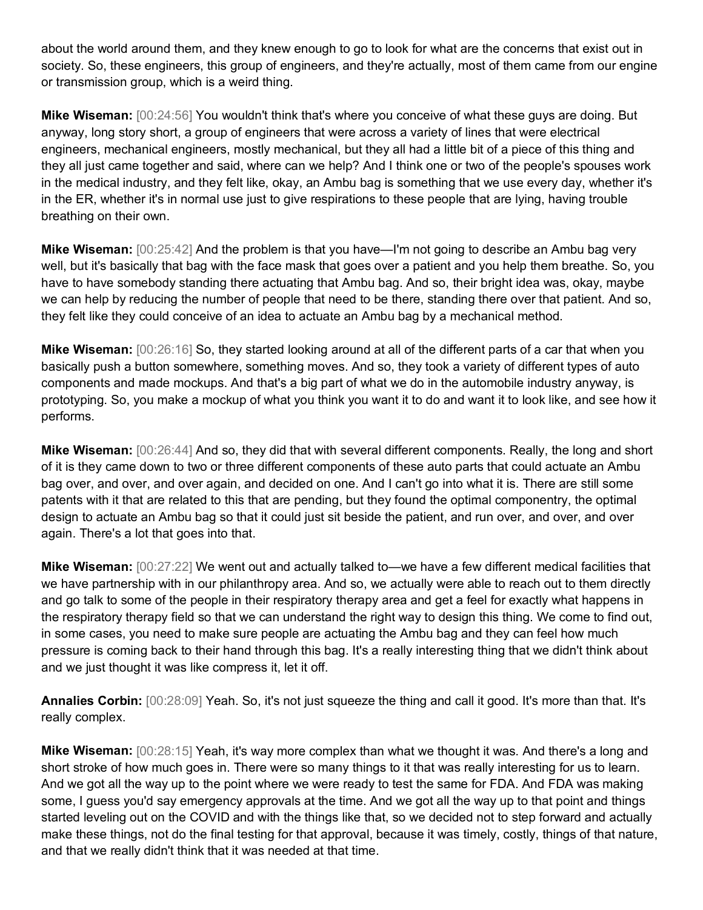about the world around them, and they knew enough to go to look for what are the concerns that exist out in society. So, these engineers, this group of engineers, and they're actually, most of them came from our engine or transmission group, which is a weird thing.

**Mike Wiseman:** [00:24:56] You wouldn't think that's where you conceive of what these guys are doing. But anyway, long story short, a group of engineers that were across a variety of lines that were electrical engineers, mechanical engineers, mostly mechanical, but they all had a little bit of a piece of this thing and they all just came together and said, where can we help? And I think one or two of the people's spouses work in the medical industry, and they felt like, okay, an Ambu bag is something that we use every day, whether it's in the ER, whether it's in normal use just to give respirations to these people that are lying, having trouble breathing on their own.

**Mike Wiseman:** [00:25:42] And the problem is that you have—I'm not going to describe an Ambu bag very well, but it's basically that bag with the face mask that goes over a patient and you help them breathe. So, you have to have somebody standing there actuating that Ambu bag. And so, their bright idea was, okay, maybe we can help by reducing the number of people that need to be there, standing there over that patient. And so, they felt like they could conceive of an idea to actuate an Ambu bag by a mechanical method.

**Mike Wiseman:** [00:26:16] So, they started looking around at all of the different parts of a car that when you basically push a button somewhere, something moves. And so, they took a variety of different types of auto components and made mockups. And that's a big part of what we do in the automobile industry anyway, is prototyping. So, you make a mockup of what you think you want it to do and want it to look like, and see how it performs.

**Mike Wiseman:** [00:26:44] And so, they did that with several different components. Really, the long and short of it is they came down to two or three different components of these auto parts that could actuate an Ambu bag over, and over, and over again, and decided on one. And I can't go into what it is. There are still some patents with it that are related to this that are pending, but they found the optimal componentry, the optimal design to actuate an Ambu bag so that it could just sit beside the patient, and run over, and over, and over again. There's a lot that goes into that.

**Mike Wiseman:** [00:27:22] We went out and actually talked to—we have a few different medical facilities that we have partnership with in our philanthropy area. And so, we actually were able to reach out to them directly and go talk to some of the people in their respiratory therapy area and get a feel for exactly what happens in the respiratory therapy field so that we can understand the right way to design this thing. We come to find out, in some cases, you need to make sure people are actuating the Ambu bag and they can feel how much pressure is coming back to their hand through this bag. It's a really interesting thing that we didn't think about and we just thought it was like compress it, let it off.

**Annalies Corbin:** [00:28:09] Yeah. So, it's not just squeeze the thing and call it good. It's more than that. It's really complex.

**Mike Wiseman:** [00:28:15] Yeah, it's way more complex than what we thought it was. And there's a long and short stroke of how much goes in. There were so many things to it that was really interesting for us to learn. And we got all the way up to the point where we were ready to test the same for FDA. And FDA was making some, I guess you'd say emergency approvals at the time. And we got all the way up to that point and things started leveling out on the COVID and with the things like that, so we decided not to step forward and actually make these things, not do the final testing for that approval, because it was timely, costly, things of that nature, and that we really didn't think that it was needed at that time.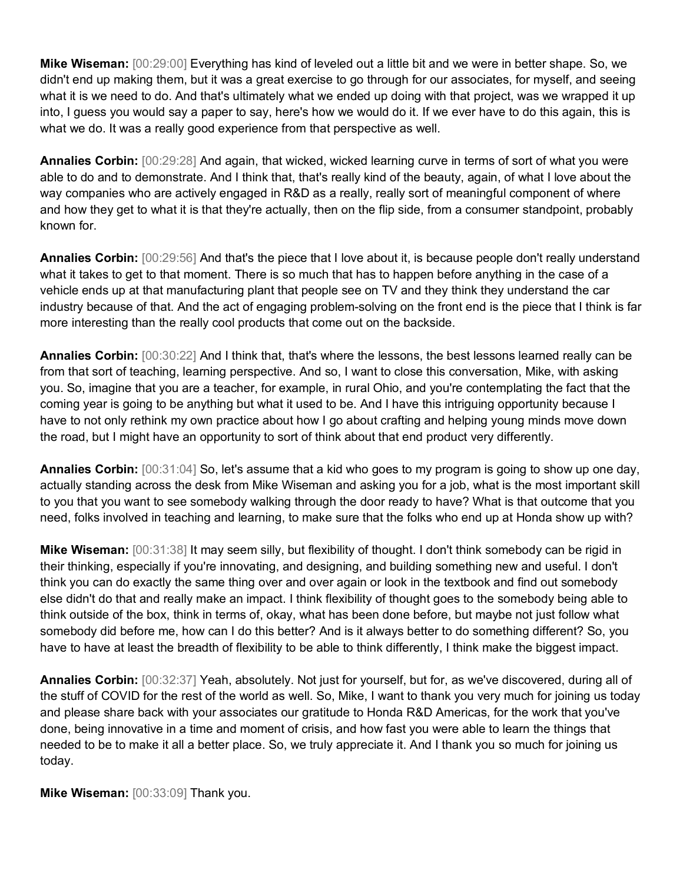**Mike Wiseman:** [00:29:00] Everything has kind of leveled out a little bit and we were in better shape. So, we didn't end up making them, but it was a great exercise to go through for our associates, for myself, and seeing what it is we need to do. And that's ultimately what we ended up doing with that project, was we wrapped it up into, I guess you would say a paper to say, here's how we would do it. If we ever have to do this again, this is what we do. It was a really good experience from that perspective as well.

**Annalies Corbin:** [00:29:28] And again, that wicked, wicked learning curve in terms of sort of what you were able to do and to demonstrate. And I think that, that's really kind of the beauty, again, of what I love about the way companies who are actively engaged in R&D as a really, really sort of meaningful component of where and how they get to what it is that they're actually, then on the flip side, from a consumer standpoint, probably known for.

**Annalies Corbin:** [00:29:56] And that's the piece that I love about it, is because people don't really understand what it takes to get to that moment. There is so much that has to happen before anything in the case of a vehicle ends up at that manufacturing plant that people see on TV and they think they understand the car industry because of that. And the act of engaging problem-solving on the front end is the piece that I think is far more interesting than the really cool products that come out on the backside.

**Annalies Corbin:** [00:30:22] And I think that, that's where the lessons, the best lessons learned really can be from that sort of teaching, learning perspective. And so, I want to close this conversation, Mike, with asking you. So, imagine that you are a teacher, for example, in rural Ohio, and you're contemplating the fact that the coming year is going to be anything but what it used to be. And I have this intriguing opportunity because I have to not only rethink my own practice about how I go about crafting and helping young minds move down the road, but I might have an opportunity to sort of think about that end product very differently.

**Annalies Corbin:** [00:31:04] So, let's assume that a kid who goes to my program is going to show up one day, actually standing across the desk from Mike Wiseman and asking you for a job, what is the most important skill to you that you want to see somebody walking through the door ready to have? What is that outcome that you need, folks involved in teaching and learning, to make sure that the folks who end up at Honda show up with?

**Mike Wiseman:** [00:31:38] It may seem silly, but flexibility of thought. I don't think somebody can be rigid in their thinking, especially if you're innovating, and designing, and building something new and useful. I don't think you can do exactly the same thing over and over again or look in the textbook and find out somebody else didn't do that and really make an impact. I think flexibility of thought goes to the somebody being able to think outside of the box, think in terms of, okay, what has been done before, but maybe not just follow what somebody did before me, how can I do this better? And is it always better to do something different? So, you have to have at least the breadth of flexibility to be able to think differently, I think make the biggest impact.

**Annalies Corbin:** [00:32:37] Yeah, absolutely. Not just for yourself, but for, as we've discovered, during all of the stuff of COVID for the rest of the world as well. So, Mike, I want to thank you very much for joining us today and please share back with your associates our gratitude to Honda R&D Americas, for the work that you've done, being innovative in a time and moment of crisis, and how fast you were able to learn the things that needed to be to make it all a better place. So, we truly appreciate it. And I thank you so much for joining us today.

**Mike Wiseman:** [00:33:09] Thank you.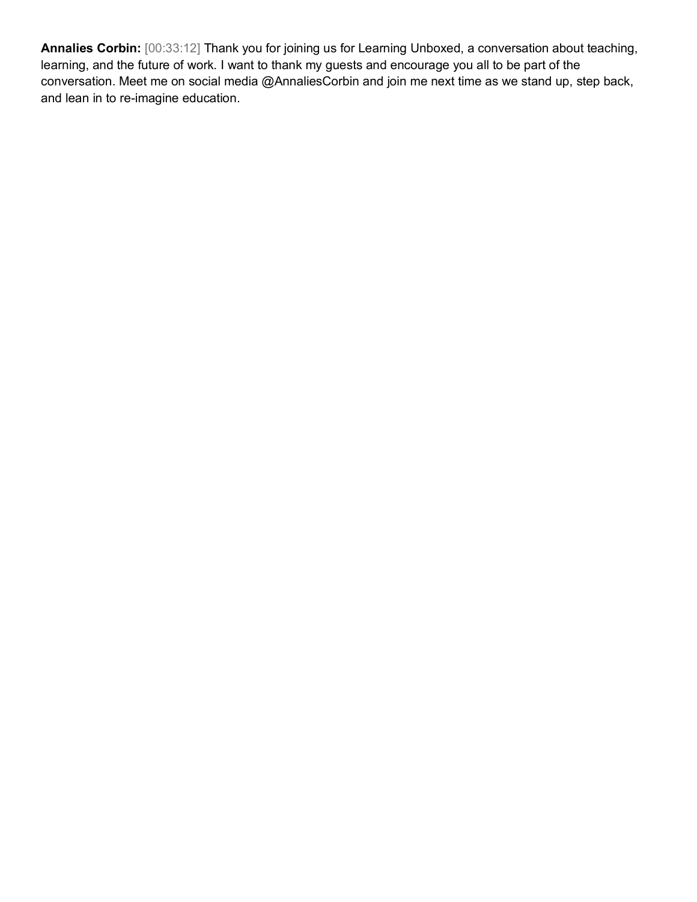**Annalies Corbin:** [00:33:12] Thank you for joining us for Learning Unboxed, a conversation about teaching, learning, and the future of work. I want to thank my guests and encourage you all to be part of the conversation. Meet me on social media @AnnaliesCorbin and join me next time as we stand up, step back, and lean in to re-imagine education.